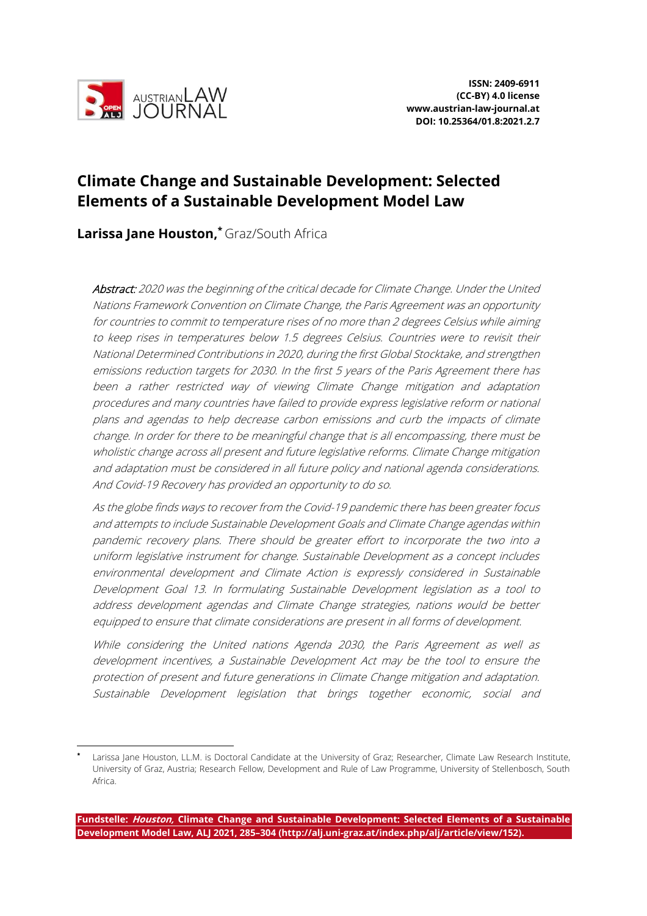ISSN: 2409-6911
(CC-BY) 4.0 license
www.austrian-law-journal.at
DOI: 10.25364/01.8:2021.2.7

# Climate Change and Sustainable Development: Selected Elements of a Sustainable Development Model Law

**Larissa Jane Houston,**[*] Graz/South Africa

*Abstract: 2020 was the beginning of the critical decade for Climate Change. Under the United Nations Framework Convention on Climate Change, the Paris Agreement was an opportunity for countries to commit to temperature rises of no more than 2 degrees Celsius while aiming to keep rises in temperatures below 1.5 degrees Celsius. Countries were to revisit their National Determined Contributions in 2020, during the first Global Stocktake, and strengthen emissions reduction targets for 2030. In the first 5 years of the Paris Agreement there has been a rather restricted way of viewing Climate Change mitigation and adaptation procedures and many countries have failed to provide express legislative reform or national plans and agendas to help decrease carbon emissions and curb the impacts of climate change. In order for there to be meaningful change that is all encompassing, there must be wholistic change across all present and future legislative reforms. Climate Change mitigation and adaptation must be considered in all future policy and national agenda considerations. And Covid-19 Recovery has provided an opportunity to do so.*

*As the globe finds ways to recover from the Covid-19 pandemic there has been greater focus and attempts to include Sustainable Development Goals and Climate Change agendas within pandemic recovery plans. There should be greater effort to incorporate the two into a uniform legislative instrument for change. Sustainable Development as a concept includes environmental development and Climate Action is expressly considered in Sustainable Development Goal 13. In formulating Sustainable Development legislation as a tool to address development agendas and Climate Change strategies, nations would be better equipped to ensure that climate considerations are present in all forms of development.*

*While considering the United nations Agenda 2030, the Paris Agreement as well as development incentives, a Sustainable Development Act may be the tool to ensure the protection of present and future generations in Climate Change mitigation and adaptation. Sustainable Development legislation that brings together economic, social and*

---

[*] Larissa Jane Houston, LL.M. is Doctoral Candidate at the University of Graz; Researcher, Climate Law Research Institute, University of Graz, Austria; Research Fellow, Development and Rule of Law Programme, University of Stellenbosch, South Africa.

**Fundstelle: *Houston*, Climate Change and Sustainable Development: Selected Elements of a Sustainable Development Model Law, ALJ 2021, 285–304 (http://alj.uni-graz.at/index.php/alj/article/view/152).**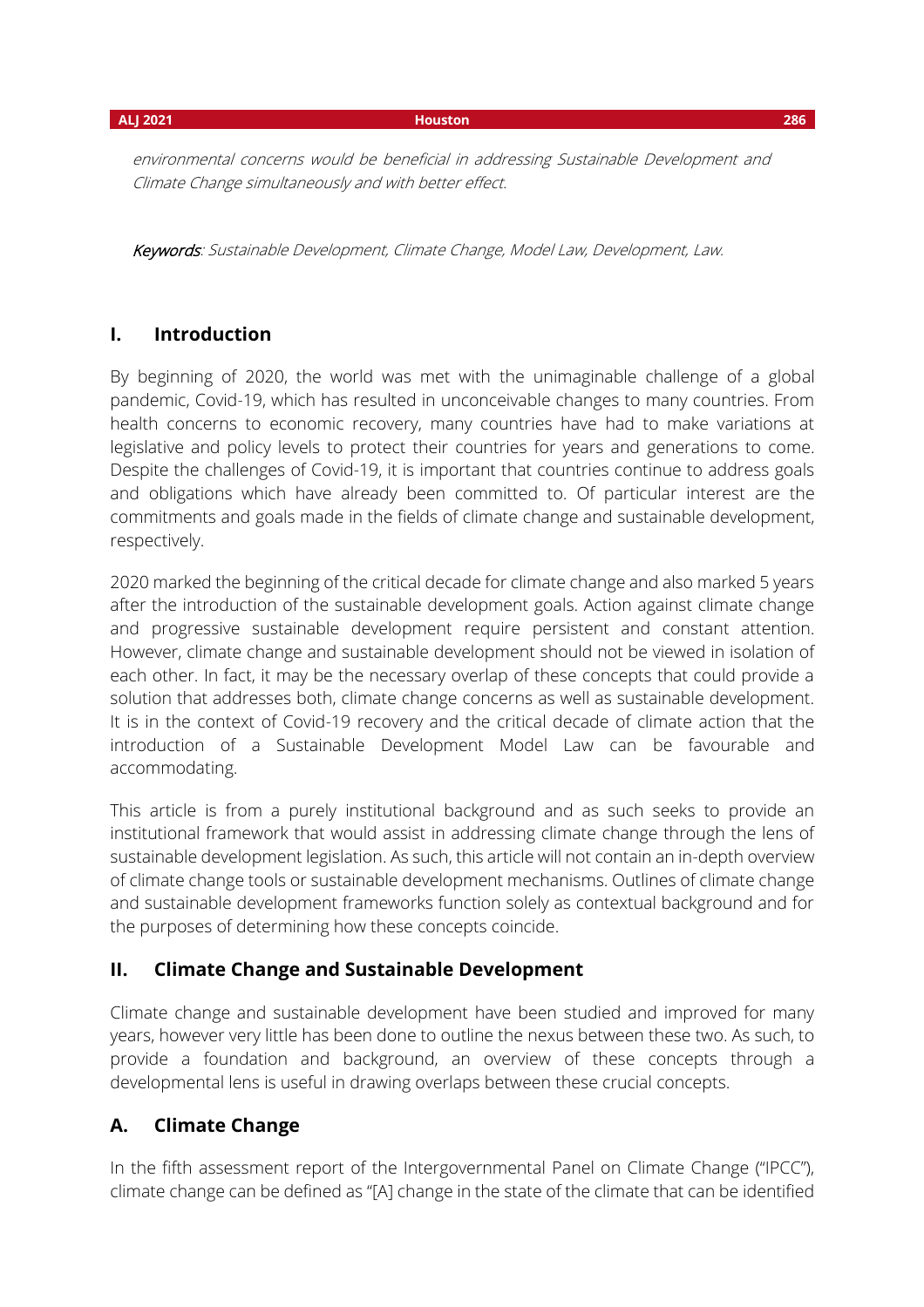*environmental concerns would be beneficial in addressing Sustainable Development and Climate Change simultaneously and with better effect.*

***Keywords***: *Sustainable Development, Climate Change, Model Law, Development, Law.*

## I. Introduction

By beginning of 2020, the world was met with the unimaginable challenge of a global pandemic, Covid-19, which has resulted in unconceivable changes to many countries. From health concerns to economic recovery, many countries have had to make variations at legislative and policy levels to protect their countries for years and generations to come. Despite the challenges of Covid-19, it is important that countries continue to address goals and obligations which have already been committed to. Of particular interest are the commitments and goals made in the fields of climate change and sustainable development, respectively.

2020 marked the beginning of the critical decade for climate change and also marked 5 years after the introduction of the sustainable development goals. Action against climate change and progressive sustainable development require persistent and constant attention. However, climate change and sustainable development should not be viewed in isolation of each other. In fact, it may be the necessary overlap of these concepts that could provide a solution that addresses both, climate change concerns as well as sustainable development. It is in the context of Covid-19 recovery and the critical decade of climate action that the introduction of a Sustainable Development Model Law can be favourable and accommodating.

This article is from a purely institutional background and as such seeks to provide an institutional framework that would assist in addressing climate change through the lens of sustainable development legislation. As such, this article will not contain an in-depth overview of climate change tools or sustainable development mechanisms. Outlines of climate change and sustainable development frameworks function solely as contextual background and for the purposes of determining how these concepts coincide.

## II. Climate Change and Sustainable Development

Climate change and sustainable development have been studied and improved for many years, however very little has been done to outline the nexus between these two. As such, to provide a foundation and background, an overview of these concepts through a developmental lens is useful in drawing overlaps between these crucial concepts.

### A. Climate Change

In the fifth assessment report of the Intergovernmental Panel on Climate Change ("IPCC"), climate change can be defined as "[A] change in the state of the climate that can be identified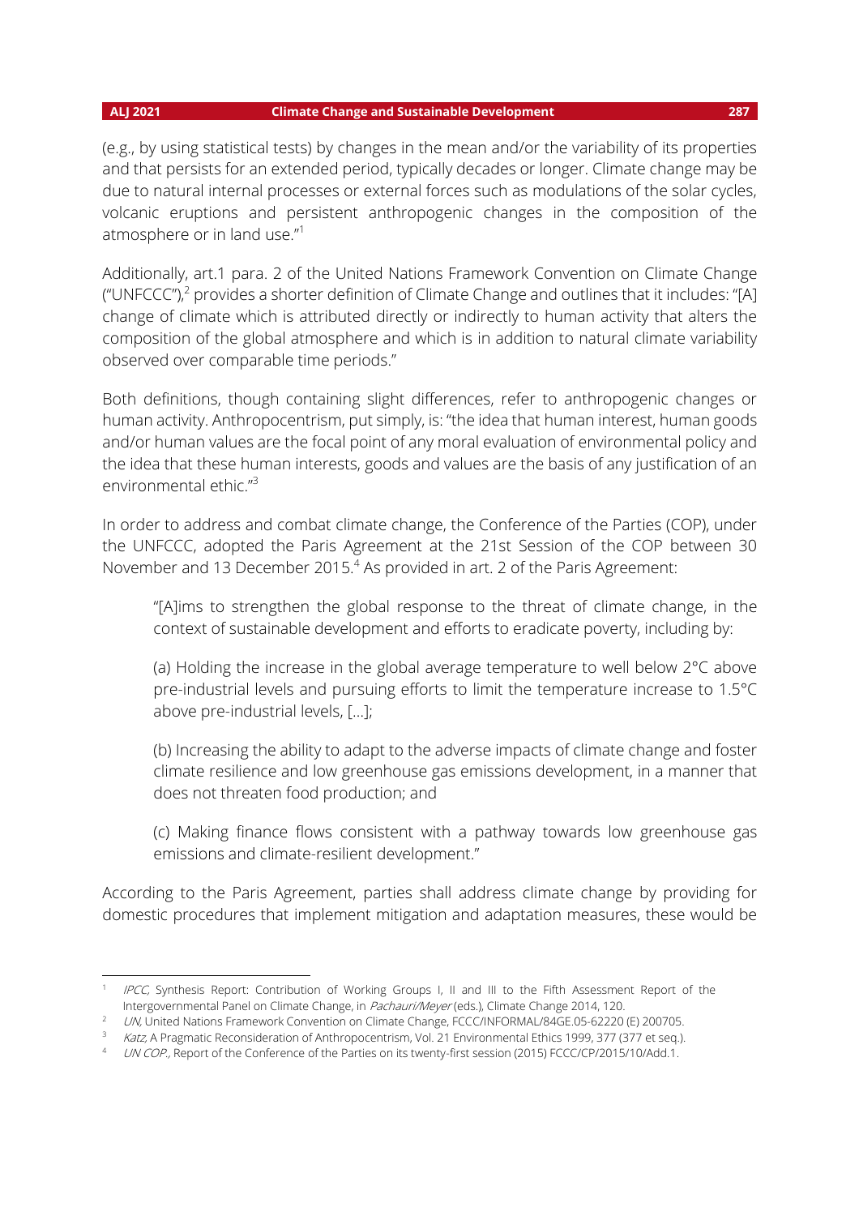(e.g., by using statistical tests) by changes in the mean and/or the variability of its properties and that persists for an extended period, typically decades or longer. Climate change may be due to natural internal processes or external forces such as modulations of the solar cycles, volcanic eruptions and persistent anthropogenic changes in the composition of the atmosphere or in land use."[1]

Additionally, art.1 para. 2 of the United Nations Framework Convention on Climate Change ("UNFCCC"),[2] provides a shorter definition of Climate Change and outlines that it includes: "[A] change of climate which is attributed directly or indirectly to human activity that alters the composition of the global atmosphere and which is in addition to natural climate variability observed over comparable time periods."

Both definitions, though containing slight differences, refer to anthropogenic changes or human activity. Anthropocentrism, put simply, is: "the idea that human interest, human goods and/or human values are the focal point of any moral evaluation of environmental policy and the idea that these human interests, goods and values are the basis of any justification of an environmental ethic."[3]

In order to address and combat climate change, the Conference of the Parties (COP), under the UNFCCC, adopted the Paris Agreement at the 21st Session of the COP between 30 November and 13 December 2015.[4] As provided in art. 2 of the Paris Agreement:

> "[A]ims to strengthen the global response to the threat of climate change, in the context of sustainable development and efforts to eradicate poverty, including by:
>
> (a) Holding the increase in the global average temperature to well below 2°C above pre-industrial levels and pursuing efforts to limit the temperature increase to 1.5°C above pre-industrial levels, […];
>
> (b) Increasing the ability to adapt to the adverse impacts of climate change and foster climate resilience and low greenhouse gas emissions development, in a manner that does not threaten food production; and
>
> (c) Making finance flows consistent with a pathway towards low greenhouse gas emissions and climate-resilient development."

According to the Paris Agreement, parties shall address climate change by providing for domestic procedures that implement mitigation and adaptation measures, these would be

---

[1] *IPCC,* Synthesis Report: Contribution of Working Groups I, II and III to the Fifth Assessment Report of the Intergovernmental Panel on Climate Change, in *Pachauri/Meyer* (eds.), Climate Change 2014, 120.

[2] *UN,* United Nations Framework Convention on Climate Change, FCCC/INFORMAL/84GE.05-62220 (E) 200705.

[3] *Katz,* A Pragmatic Reconsideration of Anthropocentrism, Vol. 21 Environmental Ethics 1999, 377 (377 et seq.).

[4] *UN COP.,* Report of the Conference of the Parties on its twenty-first session (2015) FCCC/CP/2015/10/Add.1.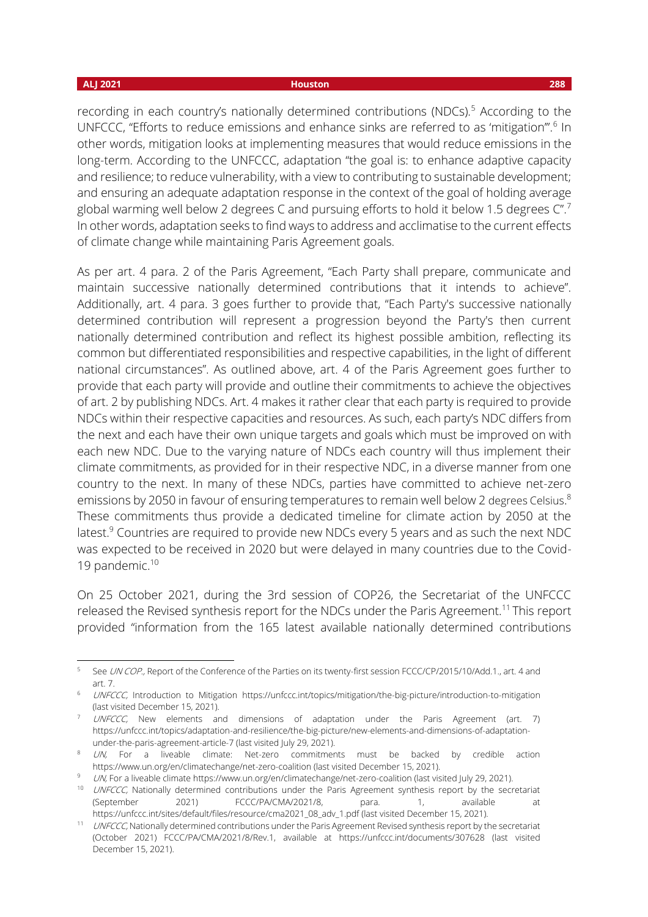recording in each country's nationally determined contributions (NDCs).[5] According to the UNFCCC, "Efforts to reduce emissions and enhance sinks are referred to as 'mitigation'".[6] In other words, mitigation looks at implementing measures that would reduce emissions in the long-term. According to the UNFCCC, adaptation "the goal is: to enhance adaptive capacity and resilience; to reduce vulnerability, with a view to contributing to sustainable development; and ensuring an adequate adaptation response in the context of the goal of holding average global warming well below 2 degrees C and pursuing efforts to hold it below 1.5 degrees C".[7] In other words, adaptation seeks to find ways to address and acclimatise to the current effects of climate change while maintaining Paris Agreement goals.

As per art. 4 para. 2 of the Paris Agreement, "Each Party shall prepare, communicate and maintain successive nationally determined contributions that it intends to achieve". Additionally, art. 4 para. 3 goes further to provide that, "Each Party's successive nationally determined contribution will represent a progression beyond the Party's then current nationally determined contribution and reflect its highest possible ambition, reflecting its common but differentiated responsibilities and respective capabilities, in the light of different national circumstances". As outlined above, art. 4 of the Paris Agreement goes further to provide that each party will provide and outline their commitments to achieve the objectives of art. 2 by publishing NDCs. Art. 4 makes it rather clear that each party is required to provide NDCs within their respective capacities and resources. As such, each party's NDC differs from the next and each have their own unique targets and goals which must be improved on with each new NDC. Due to the varying nature of NDCs each country will thus implement their climate commitments, as provided for in their respective NDC, in a diverse manner from one country to the next. In many of these NDCs, parties have committed to achieve net-zero emissions by 2050 in favour of ensuring temperatures to remain well below 2 degrees Celsius.[8] These commitments thus provide a dedicated timeline for climate action by 2050 at the latest.[9] Countries are required to provide new NDCs every 5 years and as such the next NDC was expected to be received in 2020 but were delayed in many countries due to the Covid-19 pandemic.[10]

On 25 October 2021, during the 3rd session of COP26, the Secretariat of the UNFCCC released the Revised synthesis report for the NDCs under the Paris Agreement.[11] This report provided "information from the 165 latest available nationally determined contributions

---

[5] See *UN COP.*, Report of the Conference of the Parties on its twenty-first session FCCC/CP/2015/10/Add.1., art. 4 and art. 7.

[6] *UNFCCC*, Introduction to Mitigation https://unfccc.int/topics/mitigation/the-big-picture/introduction-to-mitigation (last visited December 15, 2021).

[7] *UNFCCC*, New elements and dimensions of adaptation under the Paris Agreement (art. 7) https://unfccc.int/topics/adaptation-and-resilience/the-big-picture/new-elements-and-dimensions-of-adaptation-under-the-paris-agreement-article-7 (last visited July 29, 2021).

[8] *UN*, For a liveable climate: Net-zero commitments must be backed by credible action https://www.un.org/en/climatechange/net-zero-coalition (last visited December 15, 2021).

[9] *UN*, For a liveable climate https://www.un.org/en/climatechange/net-zero-coalition (last visited July 29, 2021).

[10] *UNFCCC*, Nationally determined contributions under the Paris Agreement synthesis report by the secretariat (September 2021) FCCC/PA/CMA/2021/8, para. 1, available at https://unfccc.int/sites/default/files/resource/cma2021_08_adv_1.pdf (last visited December 15, 2021).

[11] *UNFCCC*, Nationally determined contributions under the Paris Agreement Revised synthesis report by the secretariat (October 2021) FCCC/PA/CMA/2021/8/Rev.1, available at https://unfccc.int/documents/307628 (last visited December 15, 2021).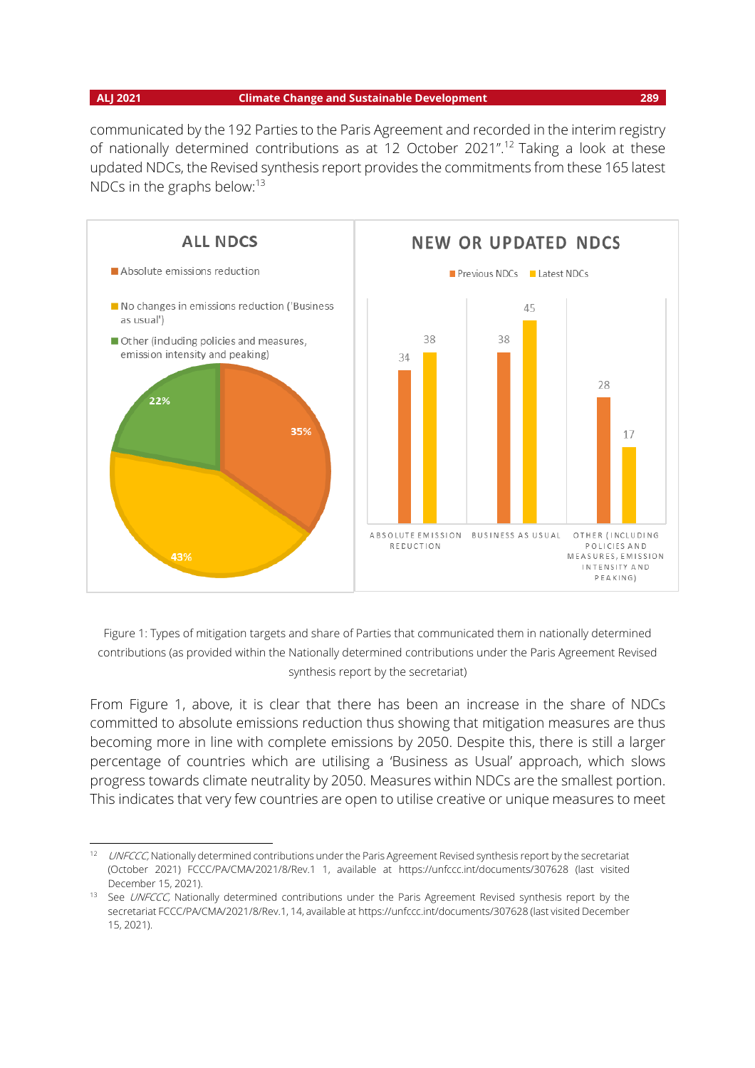communicated by the 192 Parties to the Paris Agreement and recorded in the interim registry of nationally determined contributions as at 12 October 2021".[12] Taking a look at these updated NDCs, the Revised synthesis report provides the commitments from these 165 latest NDCs in the graphs below:[13]

Figure 1: Types of mitigation targets and share of Parties that communicated them in nationally determined contributions (as provided within the Nationally determined contributions under the Paris Agreement Revised synthesis report by the secretariat)

From Figure 1, above, it is clear that there has been an increase in the share of NDCs committed to absolute emissions reduction thus showing that mitigation measures are thus becoming more in line with complete emissions by 2050. Despite this, there is still a larger percentage of countries which are utilising a 'Business as Usual' approach, which slows progress towards climate neutrality by 2050. Measures within NDCs are the smallest portion. This indicates that very few countries are open to utilise creative or unique measures to meet

---

[12] *UNFCCC*, Nationally determined contributions under the Paris Agreement Revised synthesis report by the secretariat (October 2021) FCCC/PA/CMA/2021/8/Rev.1 1, available at https://unfccc.int/documents/307628 (last visited December 15, 2021).

[13] See *UNFCCC*, Nationally determined contributions under the Paris Agreement Revised synthesis report by the secretariat FCCC/PA/CMA/2021/8/Rev.1, 14, available at https://unfccc.int/documents/307628 (last visited December 15, 2021).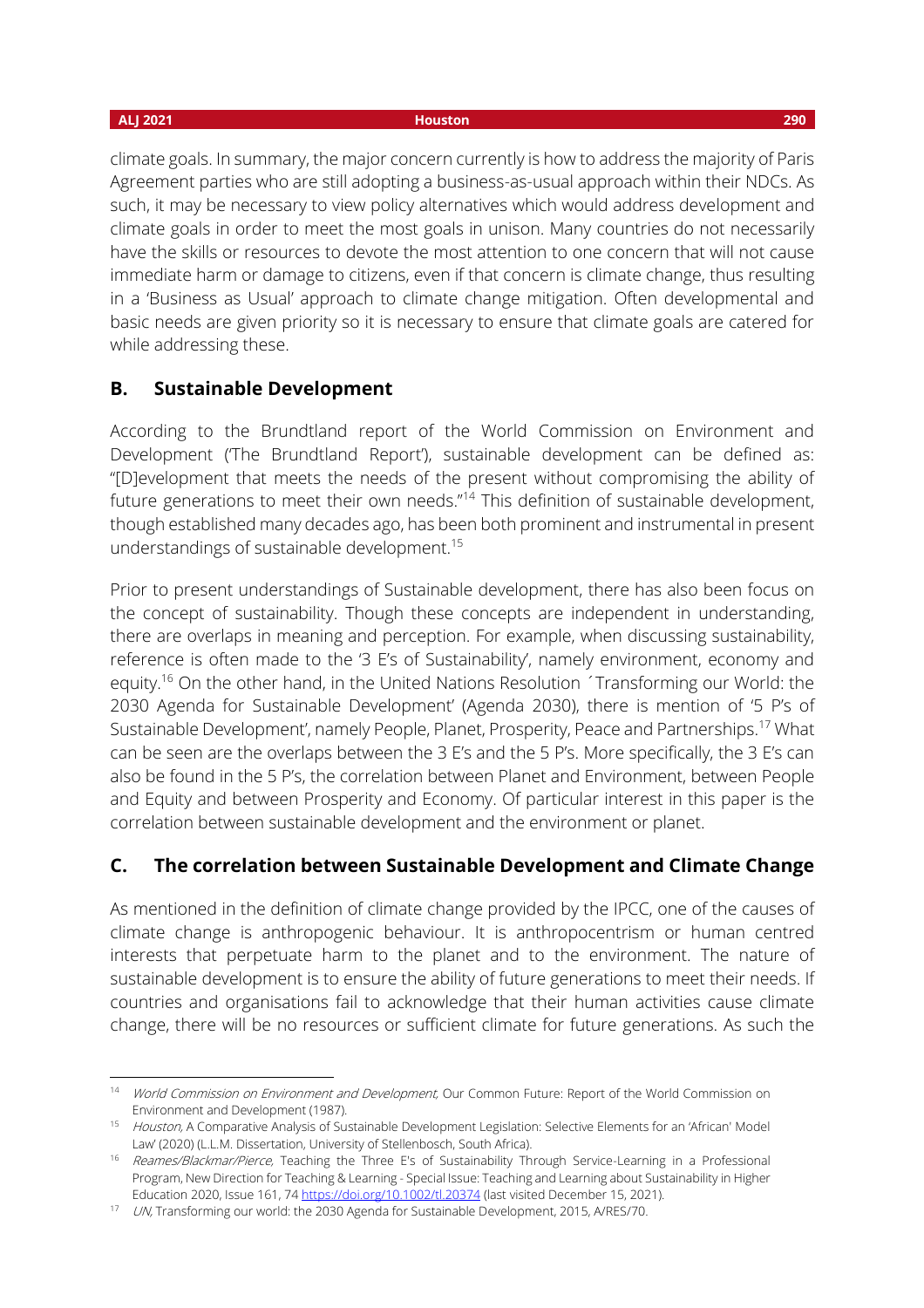climate goals. In summary, the major concern currently is how to address the majority of Paris Agreement parties who are still adopting a business-as-usual approach within their NDCs. As such, it may be necessary to view policy alternatives which would address development and climate goals in order to meet the most goals in unison. Many countries do not necessarily have the skills or resources to devote the most attention to one concern that will not cause immediate harm or damage to citizens, even if that concern is climate change, thus resulting in a 'Business as Usual' approach to climate change mitigation. Often developmental and basic needs are given priority so it is necessary to ensure that climate goals are catered for while addressing these.

## B. Sustainable Development

According to the Brundtland report of the World Commission on Environment and Development ('The Brundtland Report'), sustainable development can be defined as: "[D]evelopment that meets the needs of the present without compromising the ability of future generations to meet their own needs."[14] This definition of sustainable development, though established many decades ago, has been both prominent and instrumental in present understandings of sustainable development.[15]

Prior to present understandings of Sustainable development, there has also been focus on the concept of sustainability. Though these concepts are independent in understanding, there are overlaps in meaning and perception. For example, when discussing sustainability, reference is often made to the '3 E's of Sustainability', namely environment, economy and equity.[16] On the other hand, in the United Nations Resolution ´Transforming our World: the 2030 Agenda for Sustainable Development' (Agenda 2030), there is mention of '5 P's of Sustainable Development', namely People, Planet, Prosperity, Peace and Partnerships.[17] What can be seen are the overlaps between the 3 E's and the 5 P's. More specifically, the 3 E's can also be found in the 5 P's, the correlation between Planet and Environment, between People and Equity and between Prosperity and Economy. Of particular interest in this paper is the correlation between sustainable development and the environment or planet.

## C. The correlation between Sustainable Development and Climate Change

As mentioned in the definition of climate change provided by the IPCC, one of the causes of climate change is anthropogenic behaviour. It is anthropocentrism or human centred interests that perpetuate harm to the planet and to the environment. The nature of sustainable development is to ensure the ability of future generations to meet their needs. If countries and organisations fail to acknowledge that their human activities cause climate change, there will be no resources or sufficient climate for future generations. As such the

---

[14] *World Commission on Environment and Development,* Our Common Future: Report of the World Commission on Environment and Development (1987).

[15] *Houston,* A Comparative Analysis of Sustainable Development Legislation: Selective Elements for an 'African' Model Law' (2020) (L.L.M. Dissertation, University of Stellenbosch, South Africa).

[16] *Reames/Blackmar/Pierce,* Teaching the Three E's of Sustainability Through Service-Learning in a Professional Program, New Direction for Teaching & Learning - Special Issue: Teaching and Learning about Sustainability in Higher Education 2020, Issue 161, 74 https://doi.org/10.1002/tl.20374 (last visited December 15, 2021).

[17] *UN,* Transforming our world: the 2030 Agenda for Sustainable Development, 2015, A/RES/70.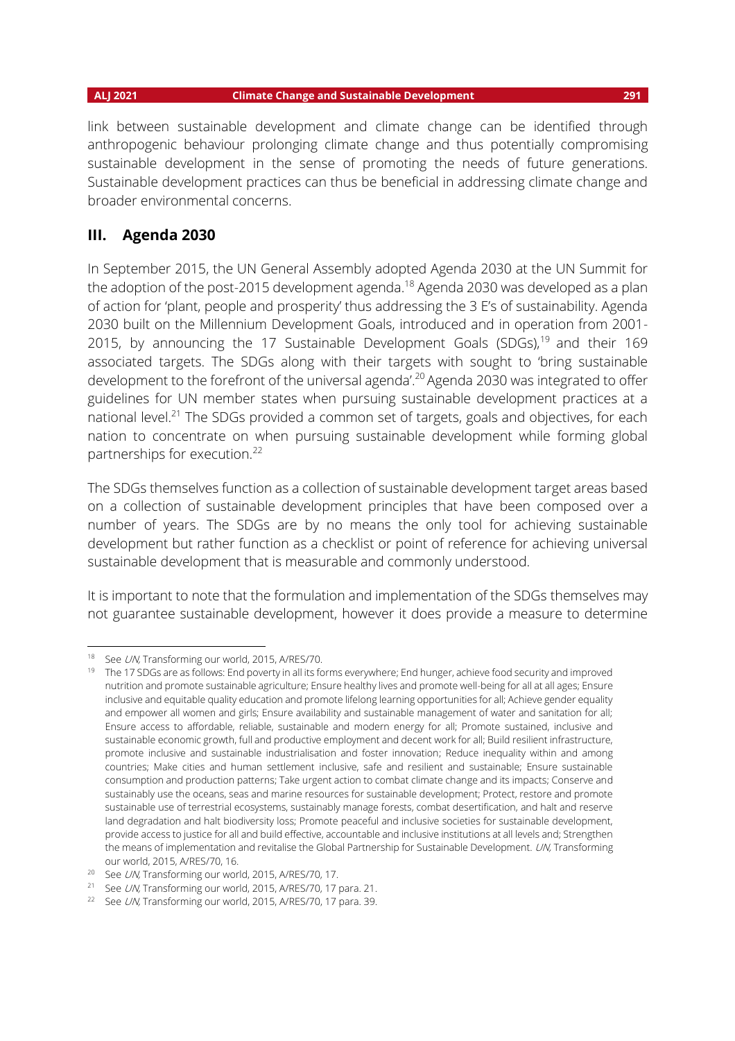link between sustainable development and climate change can be identified through anthropogenic behaviour prolonging climate change and thus potentially compromising sustainable development in the sense of promoting the needs of future generations. Sustainable development practices can thus be beneficial in addressing climate change and broader environmental concerns.

## III. Agenda 2030

In September 2015, the UN General Assembly adopted Agenda 2030 at the UN Summit for the adoption of the post-2015 development agenda.[18] Agenda 2030 was developed as a plan of action for 'plant, people and prosperity' thus addressing the 3 E's of sustainability. Agenda 2030 built on the Millennium Development Goals, introduced and in operation from 2001-2015, by announcing the 17 Sustainable Development Goals (SDGs),[19] and their 169 associated targets. The SDGs along with their targets with sought to 'bring sustainable development to the forefront of the universal agenda'.[20] Agenda 2030 was integrated to offer guidelines for UN member states when pursuing sustainable development practices at a national level.[21] The SDGs provided a common set of targets, goals and objectives, for each nation to concentrate on when pursuing sustainable development while forming global partnerships for execution.[22]

The SDGs themselves function as a collection of sustainable development target areas based on a collection of sustainable development principles that have been composed over a number of years. The SDGs are by no means the only tool for achieving sustainable development but rather function as a checklist or point of reference for achieving universal sustainable development that is measurable and commonly understood.

It is important to note that the formulation and implementation of the SDGs themselves may not guarantee sustainable development, however it does provide a measure to determine

---

[18] See *UN*, Transforming our world, 2015, A/RES/70.

[19] The 17 SDGs are as follows: End poverty in all its forms everywhere; End hunger, achieve food security and improved nutrition and promote sustainable agriculture; Ensure healthy lives and promote well-being for all at all ages; Ensure inclusive and equitable quality education and promote lifelong learning opportunities for all; Achieve gender equality and empower all women and girls; Ensure availability and sustainable management of water and sanitation for all; Ensure access to affordable, reliable, sustainable and modern energy for all; Promote sustained, inclusive and sustainable economic growth, full and productive employment and decent work for all; Build resilient infrastructure, promote inclusive and sustainable industrialisation and foster innovation; Reduce inequality within and among countries; Make cities and human settlement inclusive, safe and resilient and sustainable; Ensure sustainable consumption and production patterns; Take urgent action to combat climate change and its impacts; Conserve and sustainably use the oceans, seas and marine resources for sustainable development; Protect, restore and promote sustainable use of terrestrial ecosystems, sustainably manage forests, combat desertification, and halt and reserve land degradation and halt biodiversity loss; Promote peaceful and inclusive societies for sustainable development, provide access to justice for all and build effective, accountable and inclusive institutions at all levels and; Strengthen the means of implementation and revitalise the Global Partnership for Sustainable Development. *UN*, Transforming our world, 2015, A/RES/70, 16.

[20] See *UN*, Transforming our world, 2015, A/RES/70, 17.

[21] See *UN*, Transforming our world, 2015, A/RES/70, 17 para. 21.

[22] See *UN*, Transforming our world, 2015, A/RES/70, 17 para. 39.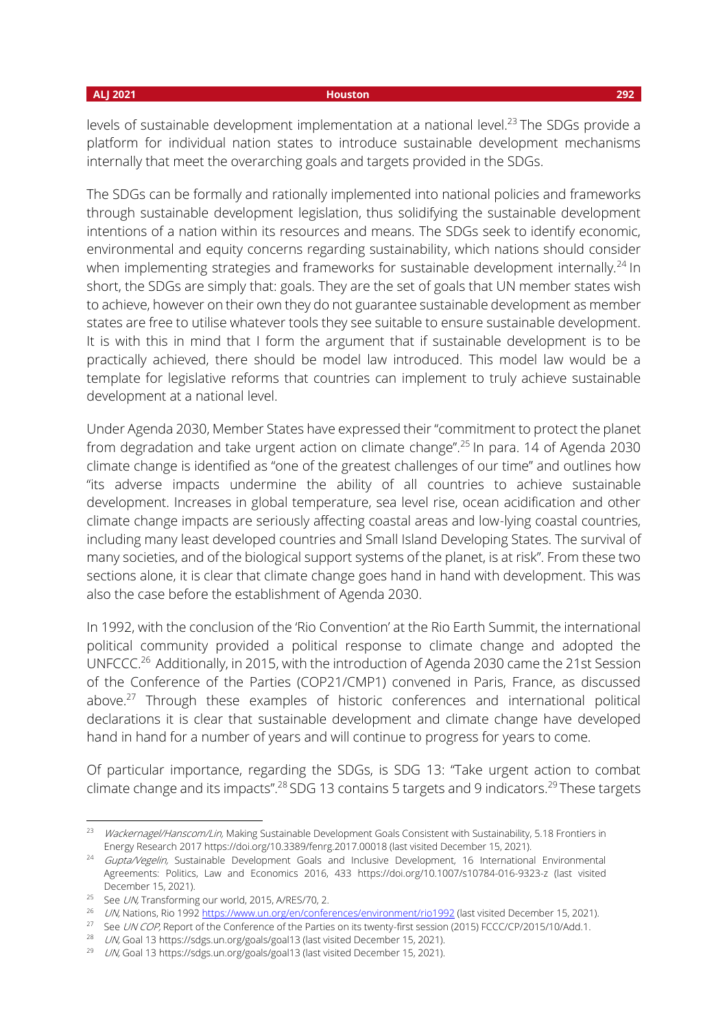levels of sustainable development implementation at a national level.[23] The SDGs provide a platform for individual nation states to introduce sustainable development mechanisms internally that meet the overarching goals and targets provided in the SDGs.

The SDGs can be formally and rationally implemented into national policies and frameworks through sustainable development legislation, thus solidifying the sustainable development intentions of a nation within its resources and means. The SDGs seek to identify economic, environmental and equity concerns regarding sustainability, which nations should consider when implementing strategies and frameworks for sustainable development internally.[24] In short, the SDGs are simply that: goals. They are the set of goals that UN member states wish to achieve, however on their own they do not guarantee sustainable development as member states are free to utilise whatever tools they see suitable to ensure sustainable development. It is with this in mind that I form the argument that if sustainable development is to be practically achieved, there should be model law introduced. This model law would be a template for legislative reforms that countries can implement to truly achieve sustainable development at a national level.

Under Agenda 2030, Member States have expressed their "commitment to protect the planet from degradation and take urgent action on climate change".[25] In para. 14 of Agenda 2030 climate change is identified as "one of the greatest challenges of our time" and outlines how "its adverse impacts undermine the ability of all countries to achieve sustainable development. Increases in global temperature, sea level rise, ocean acidification and other climate change impacts are seriously affecting coastal areas and low-lying coastal countries, including many least developed countries and Small Island Developing States. The survival of many societies, and of the biological support systems of the planet, is at risk". From these two sections alone, it is clear that climate change goes hand in hand with development. This was also the case before the establishment of Agenda 2030.

In 1992, with the conclusion of the 'Rio Convention' at the Rio Earth Summit, the international political community provided a political response to climate change and adopted the UNFCCC.[26] Additionally, in 2015, with the introduction of Agenda 2030 came the 21st Session of the Conference of the Parties (COP21/CMP1) convened in Paris, France, as discussed above.[27] Through these examples of historic conferences and international political declarations it is clear that sustainable development and climate change have developed hand in hand for a number of years and will continue to progress for years to come.

Of particular importance, regarding the SDGs, is SDG 13: "Take urgent action to combat climate change and its impacts".[28] SDG 13 contains 5 targets and 9 indicators.[29] These targets

---

[23] *Wackernagel/Hanscom/Lin,* Making Sustainable Development Goals Consistent with Sustainability, 5.18 Frontiers in Energy Research 2017 https://doi.org/10.3389/fenrg.2017.00018 (last visited December 15, 2021).

[24] *Gupta/Vegelin,* Sustainable Development Goals and Inclusive Development, 16 International Environmental Agreements: Politics, Law and Economics 2016, 433 https://doi.org/10.1007/s10784-016-9323-z (last visited December 15, 2021).

[25] See *UN,* Transforming our world, 2015, A/RES/70, 2.

[26] *UN,* Nations, Rio 1992 https://www.un.org/en/conferences/environment/rio1992 (last visited December 15, 2021).

[27] See *UN COP,* Report of the Conference of the Parties on its twenty-first session (2015) FCCC/CP/2015/10/Add.1.

[28] *UN,* Goal 13 https://sdgs.un.org/goals/goal13 (last visited December 15, 2021).

[29] *UN,* Goal 13 https://sdgs.un.org/goals/goal13 (last visited December 15, 2021).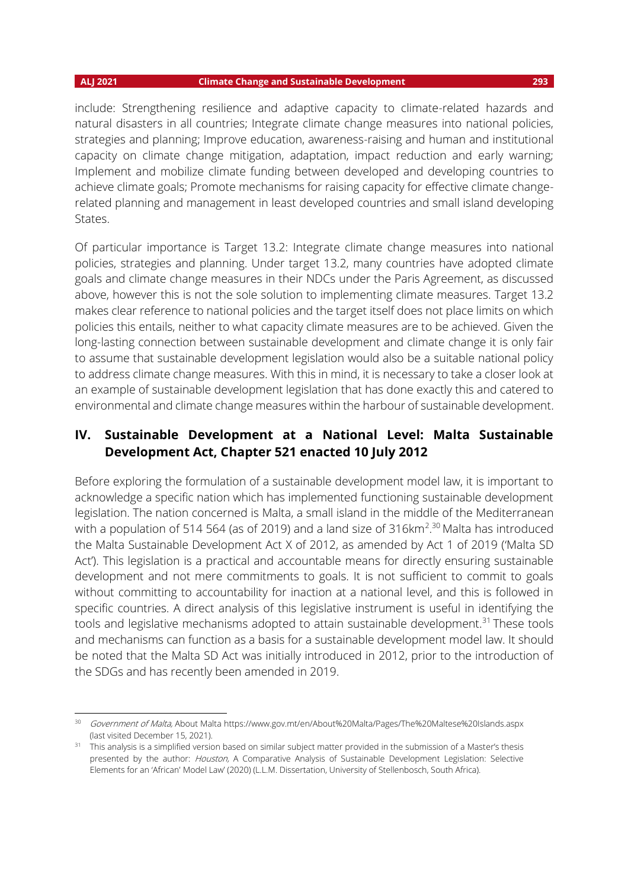include: Strengthening resilience and adaptive capacity to climate-related hazards and natural disasters in all countries; Integrate climate change measures into national policies, strategies and planning; Improve education, awareness-raising and human and institutional capacity on climate change mitigation, adaptation, impact reduction and early warning; Implement and mobilize climate funding between developed and developing countries to achieve climate goals; Promote mechanisms for raising capacity for effective climate change-related planning and management in least developed countries and small island developing States.

Of particular importance is Target 13.2: Integrate climate change measures into national policies, strategies and planning. Under target 13.2, many countries have adopted climate goals and climate change measures in their NDCs under the Paris Agreement, as discussed above, however this is not the sole solution to implementing climate measures. Target 13.2 makes clear reference to national policies and the target itself does not place limits on which policies this entails, neither to what capacity climate measures are to be achieved. Given the long-lasting connection between sustainable development and climate change it is only fair to assume that sustainable development legislation would also be a suitable national policy to address climate change measures. With this in mind, it is necessary to take a closer look at an example of sustainable development legislation that has done exactly this and catered to environmental and climate change measures within the harbour of sustainable development.

## IV. Sustainable Development at a National Level: Malta Sustainable Development Act, Chapter 521 enacted 10 July 2012

Before exploring the formulation of a sustainable development model law, it is important to acknowledge a specific nation which has implemented functioning sustainable development legislation. The nation concerned is Malta, a small island in the middle of the Mediterranean with a population of 514 564 (as of 2019) and a land size of 316km$^2$.[30] Malta has introduced the Malta Sustainable Development Act X of 2012, as amended by Act 1 of 2019 ('Malta SD Act'). This legislation is a practical and accountable means for directly ensuring sustainable development and not mere commitments to goals. It is not sufficient to commit to goals without committing to accountability for inaction at a national level, and this is followed in specific countries. A direct analysis of this legislative instrument is useful in identifying the tools and legislative mechanisms adopted to attain sustainable development.[31] These tools and mechanisms can function as a basis for a sustainable development model law. It should be noted that the Malta SD Act was initially introduced in 2012, prior to the introduction of the SDGs and has recently been amended in 2019.

---

[30] *Government of Malta,* About Malta https://www.gov.mt/en/About%20Malta/Pages/The%20Maltese%20Islands.aspx (last visited December 15, 2021).

[31] This analysis is a simplified version based on similar subject matter provided in the submission of a Master's thesis presented by the author: *Houston,* A Comparative Analysis of Sustainable Development Legislation: Selective Elements for an 'African' Model Law' (2020) (L.L.M. Dissertation, University of Stellenbosch, South Africa).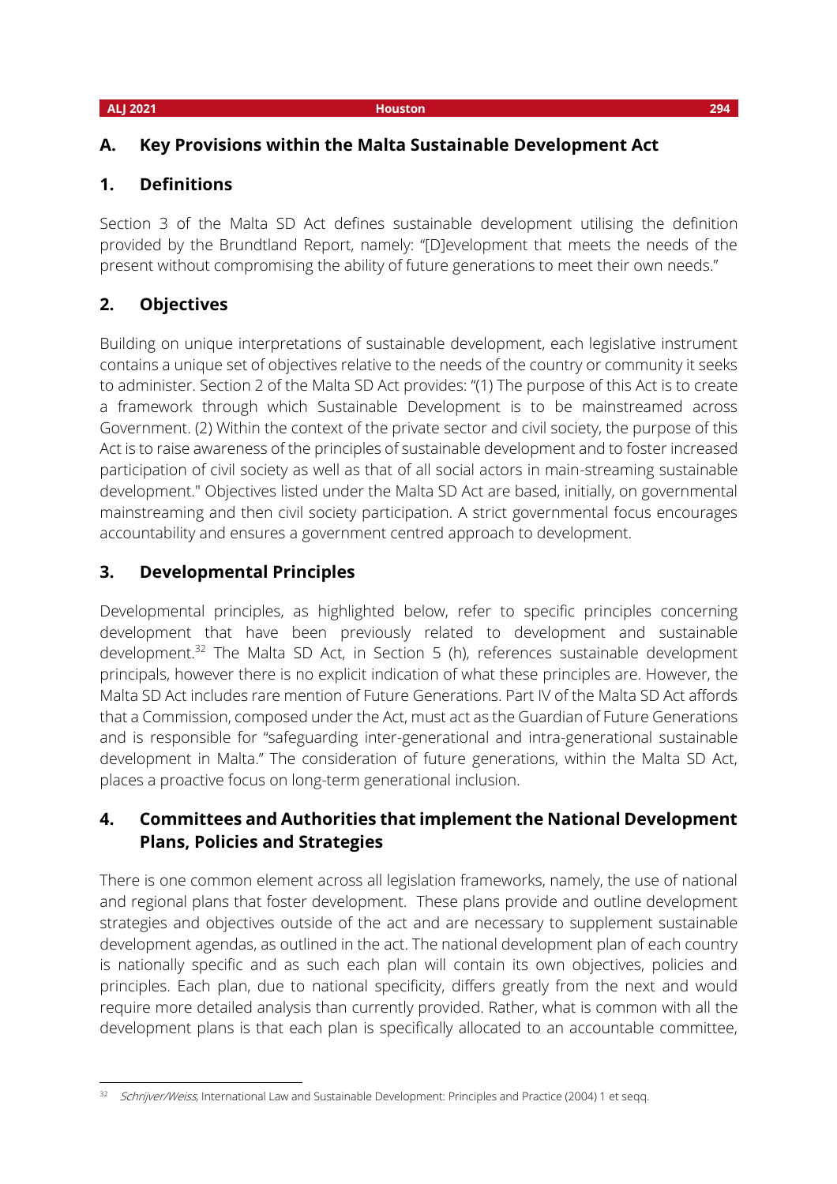## A. Key Provisions within the Malta Sustainable Development Act

### 1. Definitions

Section 3 of the Malta SD Act defines sustainable development utilising the definition provided by the Brundtland Report, namely: "[D]evelopment that meets the needs of the present without compromising the ability of future generations to meet their own needs."

### 2. Objectives

Building on unique interpretations of sustainable development, each legislative instrument contains a unique set of objectives relative to the needs of the country or community it seeks to administer. Section 2 of the Malta SD Act provides: "(1) The purpose of this Act is to create a framework through which Sustainable Development is to be mainstreamed across Government. (2) Within the context of the private sector and civil society, the purpose of this Act is to raise awareness of the principles of sustainable development and to foster increased participation of civil society as well as that of all social actors in main-streaming sustainable development." Objectives listed under the Malta SD Act are based, initially, on governmental mainstreaming and then civil society participation. A strict governmental focus encourages accountability and ensures a government centred approach to development.

### 3. Developmental Principles

Developmental principles, as highlighted below, refer to specific principles concerning development that have been previously related to development and sustainable development.[32] The Malta SD Act, in Section 5 (h), references sustainable development principals, however there is no explicit indication of what these principles are. However, the Malta SD Act includes rare mention of Future Generations. Part IV of the Malta SD Act affords that a Commission, composed under the Act, must act as the Guardian of Future Generations and is responsible for "safeguarding inter-generational and intra-generational sustainable development in Malta." The consideration of future generations, within the Malta SD Act, places a proactive focus on long-term generational inclusion.

### 4. Committees and Authorities that implement the National Development Plans, Policies and Strategies

There is one common element across all legislation frameworks, namely, the use of national and regional plans that foster development. These plans provide and outline development strategies and objectives outside of the act and are necessary to supplement sustainable development agendas, as outlined in the act. The national development plan of each country is nationally specific and as such each plan will contain its own objectives, policies and principles. Each plan, due to national specificity, differs greatly from the next and would require more detailed analysis than currently provided. Rather, what is common with all the development plans is that each plan is specifically allocated to an accountable committee,

---

[32] *Schrijver/Weiss,* International Law and Sustainable Development: Principles and Practice (2004) 1 et seqq.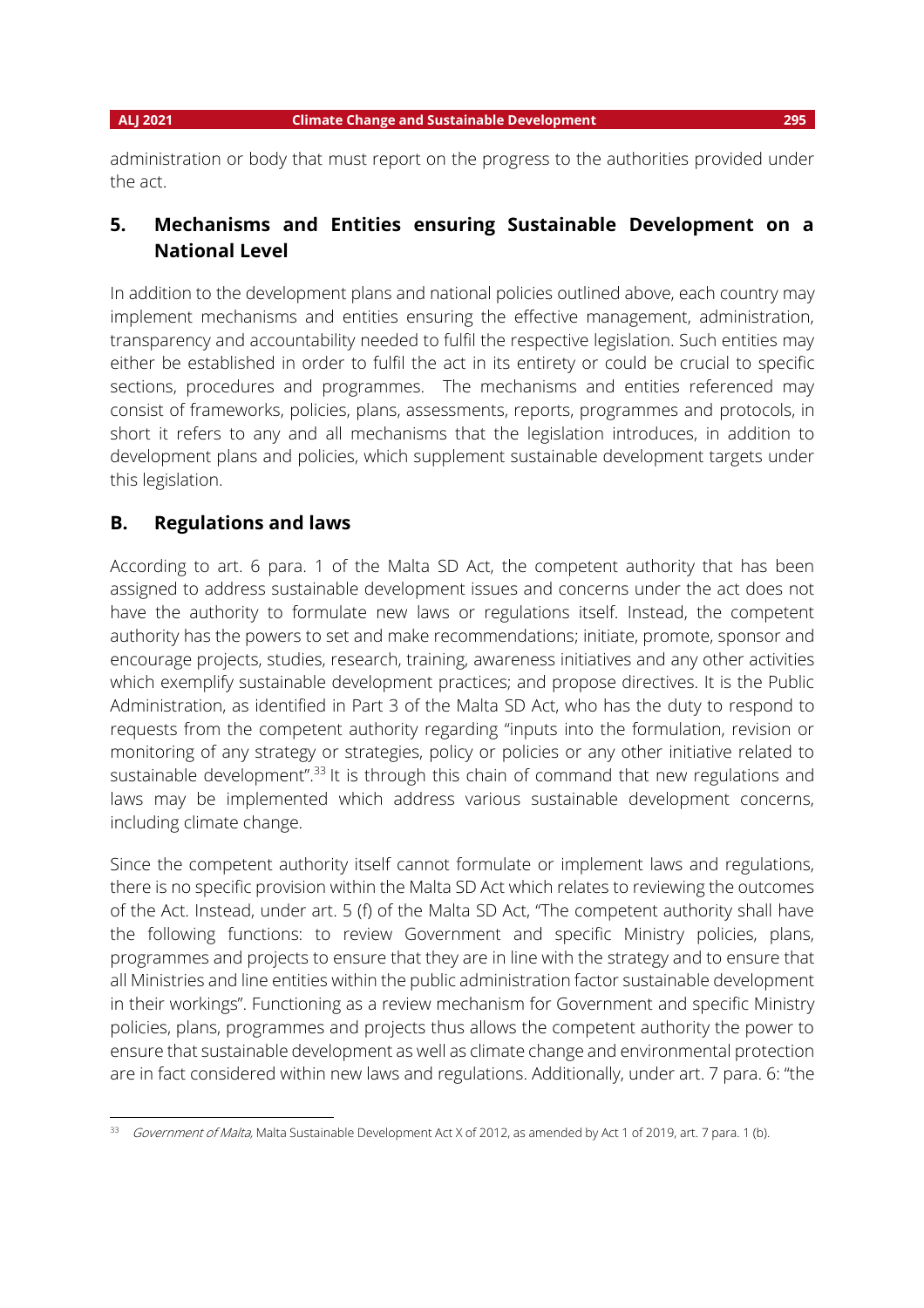administration or body that must report on the progress to the authorities provided under the act.

## 5. Mechanisms and Entities ensuring Sustainable Development on a National Level

In addition to the development plans and national policies outlined above, each country may implement mechanisms and entities ensuring the effective management, administration, transparency and accountability needed to fulfil the respective legislation. Such entities may either be established in order to fulfil the act in its entirety or could be crucial to specific sections, procedures and programmes. The mechanisms and entities referenced may consist of frameworks, policies, plans, assessments, reports, programmes and protocols, in short it refers to any and all mechanisms that the legislation introduces, in addition to development plans and policies, which supplement sustainable development targets under this legislation.

## B. Regulations and laws

According to art. 6 para. 1 of the Malta SD Act, the competent authority that has been assigned to address sustainable development issues and concerns under the act does not have the authority to formulate new laws or regulations itself. Instead, the competent authority has the powers to set and make recommendations; initiate, promote, sponsor and encourage projects, studies, research, training, awareness initiatives and any other activities which exemplify sustainable development practices; and propose directives. It is the Public Administration, as identified in Part 3 of the Malta SD Act, who has the duty to respond to requests from the competent authority regarding "inputs into the formulation, revision or monitoring of any strategy or strategies, policy or policies or any other initiative related to sustainable development".[33] It is through this chain of command that new regulations and laws may be implemented which address various sustainable development concerns, including climate change.

Since the competent authority itself cannot formulate or implement laws and regulations, there is no specific provision within the Malta SD Act which relates to reviewing the outcomes of the Act. Instead, under art. 5 (f) of the Malta SD Act, "The competent authority shall have the following functions: to review Government and specific Ministry policies, plans, programmes and projects to ensure that they are in line with the strategy and to ensure that all Ministries and line entities within the public administration factor sustainable development in their workings". Functioning as a review mechanism for Government and specific Ministry policies, plans, programmes and projects thus allows the competent authority the power to ensure that sustainable development as well as climate change and environmental protection are in fact considered within new laws and regulations. Additionally, under art. 7 para. 6: "the

---

[33] *Government of Malta,* Malta Sustainable Development Act X of 2012, as amended by Act 1 of 2019, art. 7 para. 1 (b).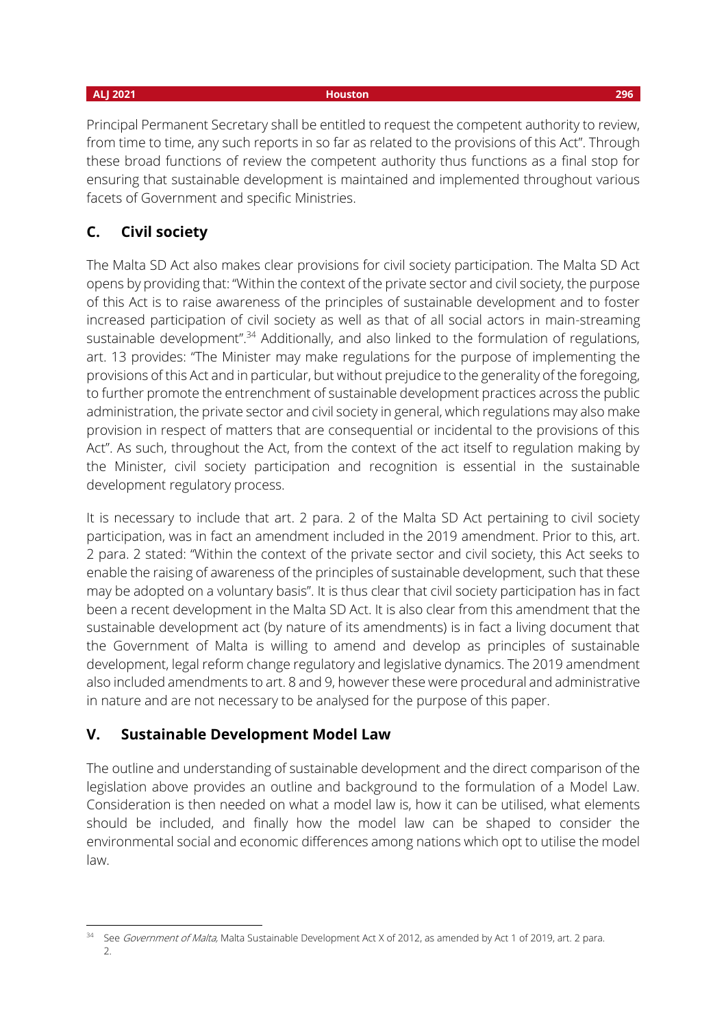Principal Permanent Secretary shall be entitled to request the competent authority to review, from time to time, any such reports in so far as related to the provisions of this Act". Through these broad functions of review the competent authority thus functions as a final stop for ensuring that sustainable development is maintained and implemented throughout various facets of Government and specific Ministries.

### C. Civil society

The Malta SD Act also makes clear provisions for civil society participation. The Malta SD Act opens by providing that: "Within the context of the private sector and civil society, the purpose of this Act is to raise awareness of the principles of sustainable development and to foster increased participation of civil society as well as that of all social actors in main-streaming sustainable development".[34] Additionally, and also linked to the formulation of regulations, art. 13 provides: "The Minister may make regulations for the purpose of implementing the provisions of this Act and in particular, but without prejudice to the generality of the foregoing, to further promote the entrenchment of sustainable development practices across the public administration, the private sector and civil society in general, which regulations may also make provision in respect of matters that are consequential or incidental to the provisions of this Act". As such, throughout the Act, from the context of the act itself to regulation making by the Minister, civil society participation and recognition is essential in the sustainable development regulatory process.

It is necessary to include that art. 2 para. 2 of the Malta SD Act pertaining to civil society participation, was in fact an amendment included in the 2019 amendment. Prior to this, art. 2 para. 2 stated: "Within the context of the private sector and civil society, this Act seeks to enable the raising of awareness of the principles of sustainable development, such that these may be adopted on a voluntary basis". It is thus clear that civil society participation has in fact been a recent development in the Malta SD Act. It is also clear from this amendment that the sustainable development act (by nature of its amendments) is in fact a living document that the Government of Malta is willing to amend and develop as principles of sustainable development, legal reform change regulatory and legislative dynamics. The 2019 amendment also included amendments to art. 8 and 9, however these were procedural and administrative in nature and are not necessary to be analysed for the purpose of this paper.

## V. Sustainable Development Model Law

The outline and understanding of sustainable development and the direct comparison of the legislation above provides an outline and background to the formulation of a Model Law. Consideration is then needed on what a model law is, how it can be utilised, what elements should be included, and finally how the model law can be shaped to consider the environmental social and economic differences among nations which opt to utilise the model law.

---

[34] See *Government of Malta,* Malta Sustainable Development Act X of 2012, as amended by Act 1 of 2019, art. 2 para. 2.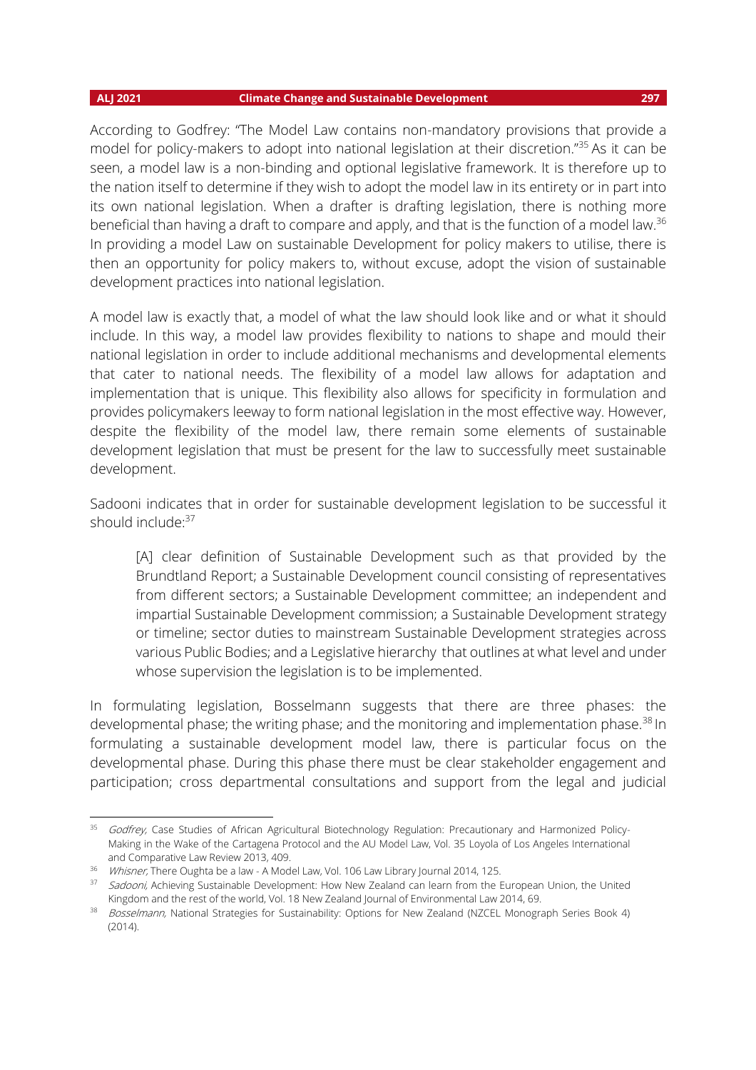According to Godfrey: "The Model Law contains non-mandatory provisions that provide a model for policy-makers to adopt into national legislation at their discretion."[35] As it can be seen, a model law is a non-binding and optional legislative framework. It is therefore up to the nation itself to determine if they wish to adopt the model law in its entirety or in part into its own national legislation. When a drafter is drafting legislation, there is nothing more beneficial than having a draft to compare and apply, and that is the function of a model law.[36] In providing a model Law on sustainable Development for policy makers to utilise, there is then an opportunity for policy makers to, without excuse, adopt the vision of sustainable development practices into national legislation.

A model law is exactly that, a model of what the law should look like and or what it should include. In this way, a model law provides flexibility to nations to shape and mould their national legislation in order to include additional mechanisms and developmental elements that cater to national needs. The flexibility of a model law allows for adaptation and implementation that is unique. This flexibility also allows for specificity in formulation and provides policymakers leeway to form national legislation in the most effective way. However, despite the flexibility of the model law, there remain some elements of sustainable development legislation that must be present for the law to successfully meet sustainable development.

Sadooni indicates that in order for sustainable development legislation to be successful it should include:[37]

> [A] clear definition of Sustainable Development such as that provided by the Brundtland Report; a Sustainable Development council consisting of representatives from different sectors; a Sustainable Development committee; an independent and impartial Sustainable Development commission; a Sustainable Development strategy or timeline; sector duties to mainstream Sustainable Development strategies across various Public Bodies; and a Legislative hierarchy that outlines at what level and under whose supervision the legislation is to be implemented.

In formulating legislation, Bosselmann suggests that there are three phases: the developmental phase; the writing phase; and the monitoring and implementation phase.[38] In formulating a sustainable development model law, there is particular focus on the developmental phase. During this phase there must be clear stakeholder engagement and participation; cross departmental consultations and support from the legal and judicial

---

[35] *Godfrey,* Case Studies of African Agricultural Biotechnology Regulation: Precautionary and Harmonized Policy-Making in the Wake of the Cartagena Protocol and the AU Model Law, Vol. 35 Loyola of Los Angeles International and Comparative Law Review 2013, 409.

[36] *Whisner,* There Oughta be a law - A Model Law, Vol. 106 Law Library Journal 2014, 125.

[37] *Sadooni,* Achieving Sustainable Development: How New Zealand can learn from the European Union, the United Kingdom and the rest of the world, Vol. 18 New Zealand Journal of Environmental Law 2014, 69.

[38] *Bosselmann,* National Strategies for Sustainability: Options for New Zealand (NZCEL Monograph Series Book 4) (2014).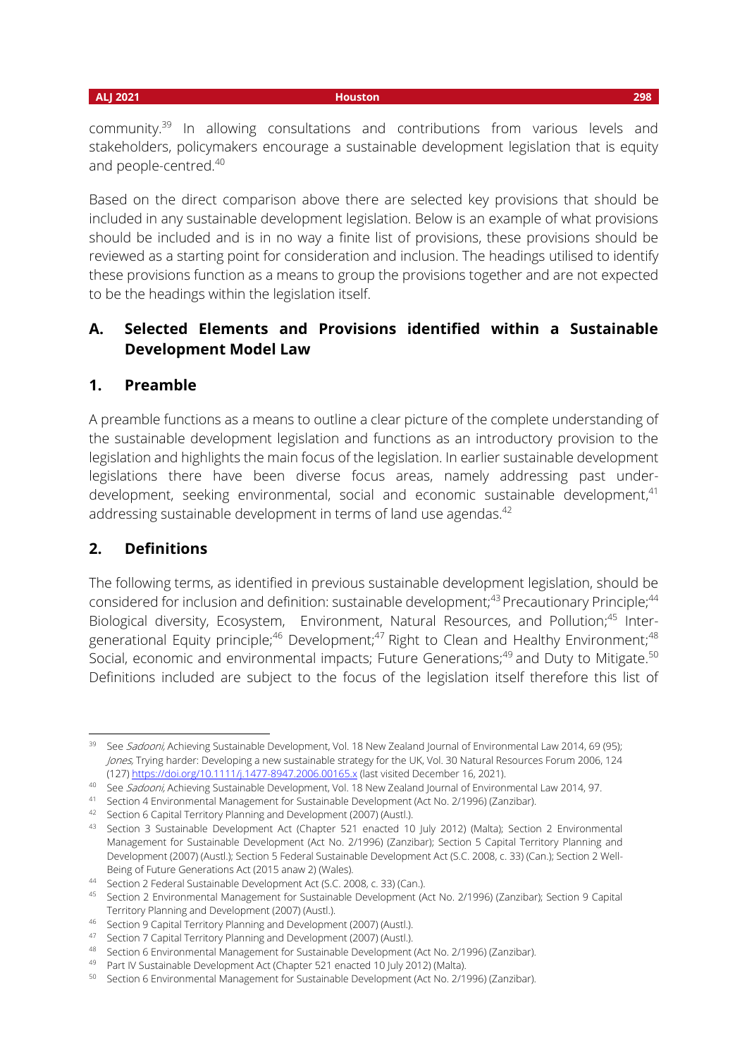community.[39] In allowing consultations and contributions from various levels and stakeholders, policymakers encourage a sustainable development legislation that is equity and people-centred.[40]

Based on the direct comparison above there are selected key provisions that should be included in any sustainable development legislation. Below is an example of what provisions should be included and is in no way a finite list of provisions, these provisions should be reviewed as a starting point for consideration and inclusion. The headings utilised to identify these provisions function as a means to group the provisions together and are not expected to be the headings within the legislation itself.

## A. Selected Elements and Provisions identified within a Sustainable Development Model Law

### 1. Preamble

A preamble functions as a means to outline a clear picture of the complete understanding of the sustainable development legislation and functions as an introductory provision to the legislation and highlights the main focus of the legislation. In earlier sustainable development legislations there have been diverse focus areas, namely addressing past under-development, seeking environmental, social and economic sustainable development,[41] addressing sustainable development in terms of land use agendas.[42]

### 2. Definitions

The following terms, as identified in previous sustainable development legislation, should be considered for inclusion and definition: sustainable development;[43] Precautionary Principle;[44] Biological diversity, Ecosystem, Environment, Natural Resources, and Pollution;[45] Inter-generational Equity principle;[46] Development;[47] Right to Clean and Healthy Environment;[48] Social, economic and environmental impacts; Future Generations;[49] and Duty to Mitigate.[50] Definitions included are subject to the focus of the legislation itself therefore this list of

---

[39] See *Sadooni*, Achieving Sustainable Development, Vol. 18 New Zealand Journal of Environmental Law 2014, 69 (95); *Jones*, Trying harder: Developing a new sustainable strategy for the UK, Vol. 30 Natural Resources Forum 2006, 124 (127) https://doi.org/10.1111/j.1477-8947.2006.00165.x (last visited December 16, 2021).

[40] See *Sadooni*, Achieving Sustainable Development, Vol. 18 New Zealand Journal of Environmental Law 2014, 97.

[41] Section 4 Environmental Management for Sustainable Development (Act No. 2/1996) (Zanzibar).

[42] Section 6 Capital Territory Planning and Development (2007) (Austl.).

[43] Section 3 Sustainable Development Act (Chapter 521 enacted 10 July 2012) (Malta); Section 2 Environmental Management for Sustainable Development (Act No. 2/1996) (Zanzibar); Section 5 Capital Territory Planning and Development (2007) (Austl.); Section 5 Federal Sustainable Development Act (S.C. 2008, c. 33) (Can.); Section 2 Well-Being of Future Generations Act (2015 anaw 2) (Wales).

[44] Section 2 Federal Sustainable Development Act (S.C. 2008, c. 33) (Can.).

[45] Section 2 Environmental Management for Sustainable Development (Act No. 2/1996) (Zanzibar); Section 9 Capital Territory Planning and Development (2007) (Austl.).

[46] Section 9 Capital Territory Planning and Development (2007) (Austl.).

[47] Section 7 Capital Territory Planning and Development (2007) (Austl.).

[48] Section 6 Environmental Management for Sustainable Development (Act No. 2/1996) (Zanzibar).

[49] Part IV Sustainable Development Act (Chapter 521 enacted 10 July 2012) (Malta).

[50] Section 6 Environmental Management for Sustainable Development (Act No. 2/1996) (Zanzibar).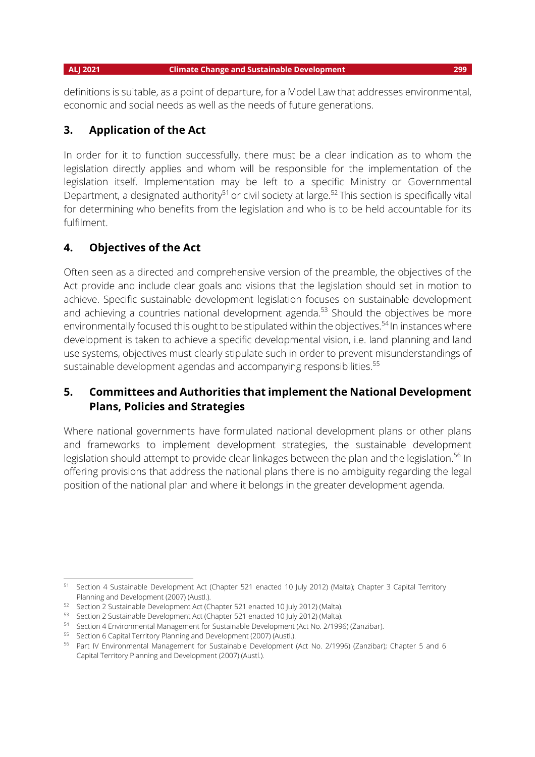definitions is suitable, as a point of departure, for a Model Law that addresses environmental, economic and social needs as well as the needs of future generations.

## 3. Application of the Act

In order for it to function successfully, there must be a clear indication as to whom the legislation directly applies and whom will be responsible for the implementation of the legislation itself. Implementation may be left to a specific Ministry or Governmental Department, a designated authority[51] or civil society at large.[52] This section is specifically vital for determining who benefits from the legislation and who is to be held accountable for its fulfilment.

## 4. Objectives of the Act

Often seen as a directed and comprehensive version of the preamble, the objectives of the Act provide and include clear goals and visions that the legislation should set in motion to achieve. Specific sustainable development legislation focuses on sustainable development and achieving a countries national development agenda.[53] Should the objectives be more environmentally focused this ought to be stipulated within the objectives.[54] In instances where development is taken to achieve a specific developmental vision, i.e. land planning and land use systems, objectives must clearly stipulate such in order to prevent misunderstandings of sustainable development agendas and accompanying responsibilities.[55]

## 5. Committees and Authorities that implement the National Development Plans, Policies and Strategies

Where national governments have formulated national development plans or other plans and frameworks to implement development strategies, the sustainable development legislation should attempt to provide clear linkages between the plan and the legislation.[56] In offering provisions that address the national plans there is no ambiguity regarding the legal position of the national plan and where it belongs in the greater development agenda.

---

[51] Section 4 Sustainable Development Act (Chapter 521 enacted 10 July 2012) (Malta); Chapter 3 Capital Territory Planning and Development (2007) (Austl.).

[52] Section 2 Sustainable Development Act (Chapter 521 enacted 10 July 2012) (Malta).

[53] Section 2 Sustainable Development Act (Chapter 521 enacted 10 July 2012) (Malta).

[54] Section 4 Environmental Management for Sustainable Development (Act No. 2/1996) (Zanzibar).

[55] Section 6 Capital Territory Planning and Development (2007) (Austl.).

[56] Part IV Environmental Management for Sustainable Development (Act No. 2/1996) (Zanzibar); Chapter 5 and 6 Capital Territory Planning and Development (2007) (Austl.).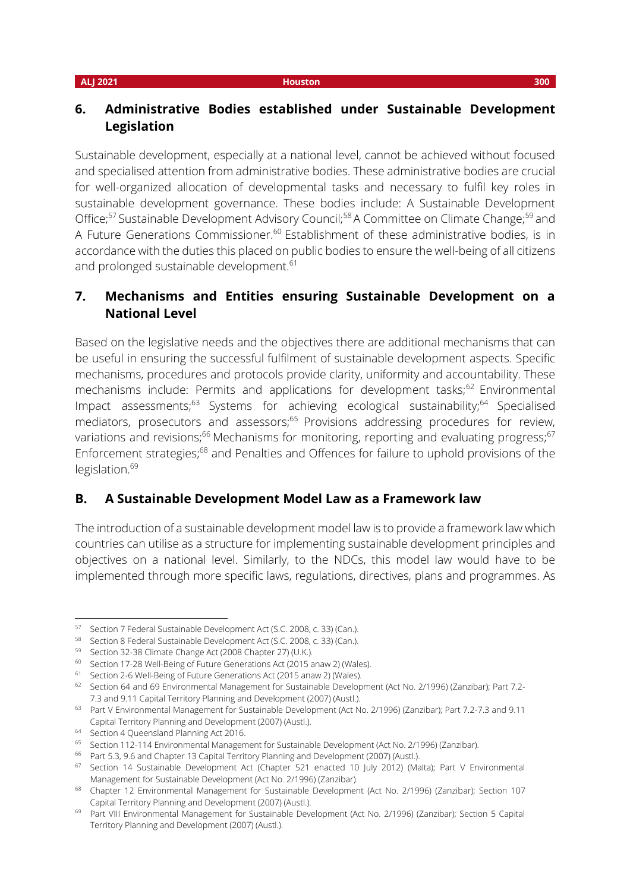## 6. Administrative Bodies established under Sustainable Development Legislation

Sustainable development, especially at a national level, cannot be achieved without focused and specialised attention from administrative bodies. These administrative bodies are crucial for well-organized allocation of developmental tasks and necessary to fulfil key roles in sustainable development governance. These bodies include: A Sustainable Development Office;[57] Sustainable Development Advisory Council;[58] A Committee on Climate Change;[59] and A Future Generations Commissioner.[60] Establishment of these administrative bodies, is in accordance with the duties this placed on public bodies to ensure the well-being of all citizens and prolonged sustainable development.[61]

## 7. Mechanisms and Entities ensuring Sustainable Development on a National Level

Based on the legislative needs and the objectives there are additional mechanisms that can be useful in ensuring the successful fulfilment of sustainable development aspects. Specific mechanisms, procedures and protocols provide clarity, uniformity and accountability. These mechanisms include: Permits and applications for development tasks;[62] Environmental Impact assessments;[63] Systems for achieving ecological sustainability;[64] Specialised mediators, prosecutors and assessors;[65] Provisions addressing procedures for review, variations and revisions;[66] Mechanisms for monitoring, reporting and evaluating progress;[67] Enforcement strategies;[68] and Penalties and Offences for failure to uphold provisions of the legislation.[69]

## B. A Sustainable Development Model Law as a Framework law

The introduction of a sustainable development model law is to provide a framework law which countries can utilise as a structure for implementing sustainable development principles and objectives on a national level. Similarly, to the NDCs, this model law would have to be implemented through more specific laws, regulations, directives, plans and programmes. As

---

[57] Section 7 Federal Sustainable Development Act (S.C. 2008, c. 33) (Can.).

[58] Section 8 Federal Sustainable Development Act (S.C. 2008, c. 33) (Can.).

[59] Section 32-38 Climate Change Act (2008 Chapter 27) (U.K.).

[60] Section 17-28 Well-Being of Future Generations Act (2015 anaw 2) (Wales).

[61] Section 2-6 Well-Being of Future Generations Act (2015 anaw 2) (Wales).

[62] Section 64 and 69 Environmental Management for Sustainable Development (Act No. 2/1996) (Zanzibar); Part 7.2-7.3 and 9.11 Capital Territory Planning and Development (2007) (Austl.).

[63] Part V Environmental Management for Sustainable Development (Act No. 2/1996) (Zanzibar); Part 7.2-7.3 and 9.11 Capital Territory Planning and Development (2007) (Austl.).

[64] Section 4 Queensland Planning Act 2016.

[65] Section 112-114 Environmental Management for Sustainable Development (Act No. 2/1996) (Zanzibar).

[66] Part 5.3, 9.6 and Chapter 13 Capital Territory Planning and Development (2007) (Austl.).

[67] Section 14 Sustainable Development Act (Chapter 521 enacted 10 July 2012) (Malta); Part V Environmental Management for Sustainable Development (Act No. 2/1996) (Zanzibar).

[68] Chapter 12 Environmental Management for Sustainable Development (Act No. 2/1996) (Zanzibar); Section 107 Capital Territory Planning and Development (2007) (Austl.).

[69] Part VIII Environmental Management for Sustainable Development (Act No. 2/1996) (Zanzibar); Section 5 Capital Territory Planning and Development (2007) (Austl.).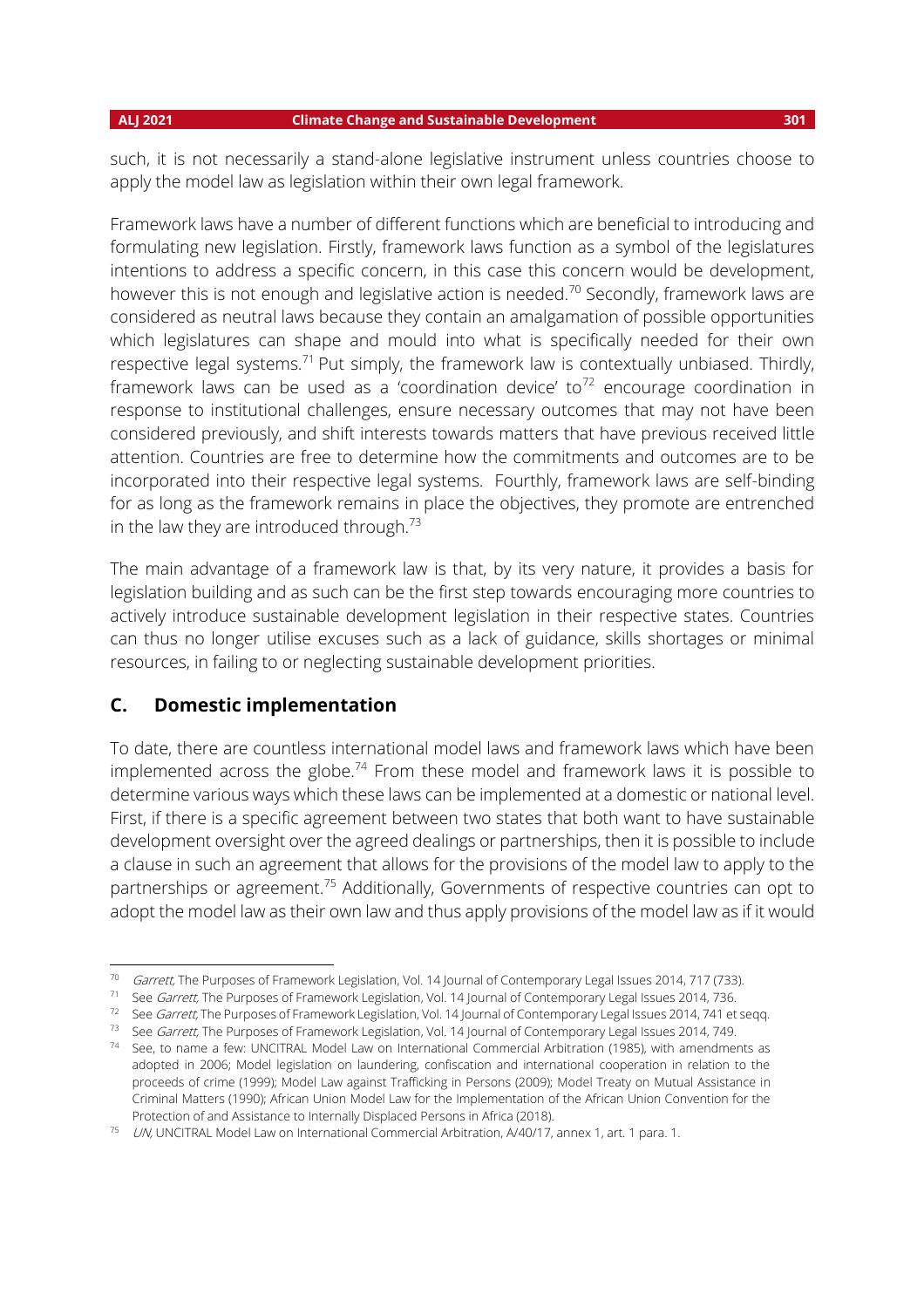such, it is not necessarily a stand-alone legislative instrument unless countries choose to apply the model law as legislation within their own legal framework.

Framework laws have a number of different functions which are beneficial to introducing and formulating new legislation. Firstly, framework laws function as a symbol of the legislatures intentions to address a specific concern, in this case this concern would be development, however this is not enough and legislative action is needed.[70] Secondly, framework laws are considered as neutral laws because they contain an amalgamation of possible opportunities which legislatures can shape and mould into what is specifically needed for their own respective legal systems.[71] Put simply, the framework law is contextually unbiased. Thirdly, framework laws can be used as a 'coordination device' to[72] encourage coordination in response to institutional challenges, ensure necessary outcomes that may not have been considered previously, and shift interests towards matters that have previous received little attention. Countries are free to determine how the commitments and outcomes are to be incorporated into their respective legal systems. Fourthly, framework laws are self-binding for as long as the framework remains in place the objectives, they promote are entrenched in the law they are introduced through.[73]

The main advantage of a framework law is that, by its very nature, it provides a basis for legislation building and as such can be the first step towards encouraging more countries to actively introduce sustainable development legislation in their respective states. Countries can thus no longer utilise excuses such as a lack of guidance, skills shortages or minimal resources, in failing to or neglecting sustainable development priorities.

## C. Domestic implementation

To date, there are countless international model laws and framework laws which have been implemented across the globe.[74] From these model and framework laws it is possible to determine various ways which these laws can be implemented at a domestic or national level. First, if there is a specific agreement between two states that both want to have sustainable development oversight over the agreed dealings or partnerships, then it is possible to include a clause in such an agreement that allows for the provisions of the model law to apply to the partnerships or agreement.[75] Additionally, Governments of respective countries can opt to adopt the model law as their own law and thus apply provisions of the model law as if it would

---

[70] *Garrett,* The Purposes of Framework Legislation, Vol. 14 Journal of Contemporary Legal Issues 2014, 717 (733).

[71] See *Garrett,* The Purposes of Framework Legislation, Vol. 14 Journal of Contemporary Legal Issues 2014, 736.

[72] See *Garrett,* The Purposes of Framework Legislation, Vol. 14 Journal of Contemporary Legal Issues 2014, 741 et seqq.

[73] See *Garrett,* The Purposes of Framework Legislation, Vol. 14 Journal of Contemporary Legal Issues 2014, 749.

[74] See, to name a few: UNCITRAL Model Law on International Commercial Arbitration (1985), with amendments as adopted in 2006; Model legislation on laundering, confiscation and international cooperation in relation to the proceeds of crime (1999); Model Law against Trafficking in Persons (2009); Model Treaty on Mutual Assistance in Criminal Matters (1990); African Union Model Law for the Implementation of the African Union Convention for the Protection of and Assistance to Internally Displaced Persons in Africa (2018).

[75] *UN,* UNCITRAL Model Law on International Commercial Arbitration, A/40/17, annex 1, art. 1 para. 1.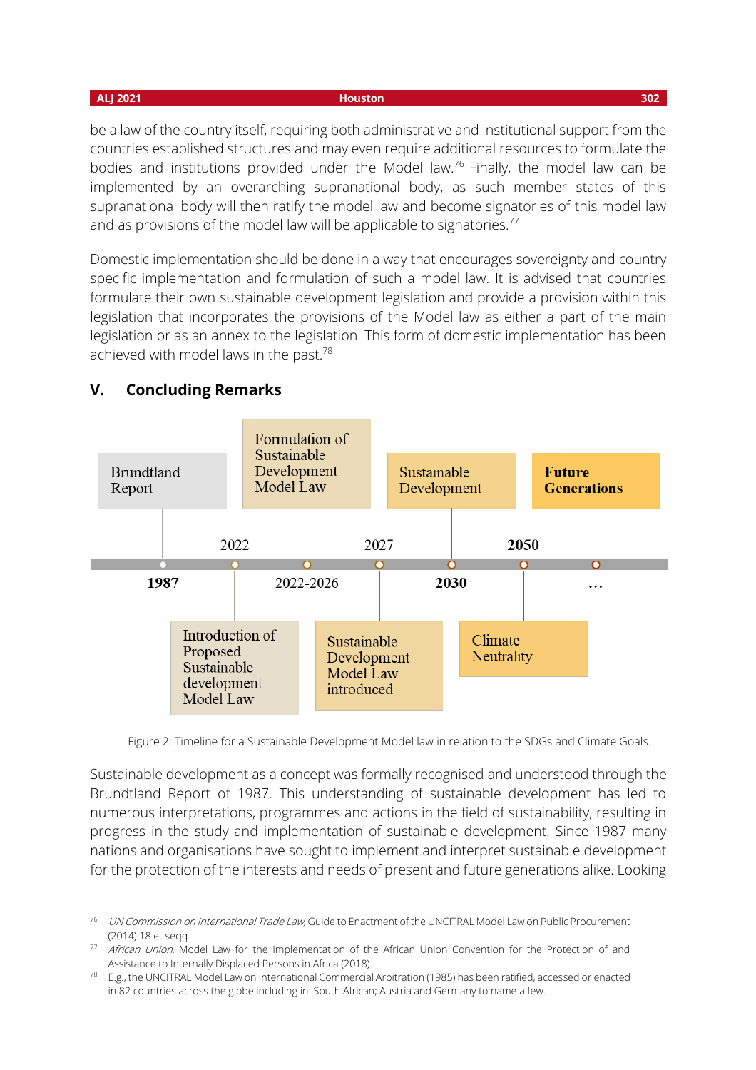be a law of the country itself, requiring both administrative and institutional support from the countries established structures and may even require additional resources to formulate the bodies and institutions provided under the Model law.[76] Finally, the model law can be implemented by an overarching supranational body, as such member states of this supranational body will then ratify the model law and become signatories of this model law and as provisions of the model law will be applicable to signatories.[77]

Domestic implementation should be done in a way that encourages sovereignty and country specific implementation and formulation of such a model law. It is advised that countries formulate their own sustainable development legislation and provide a provision within this legislation that incorporates the provisions of the Model law as either a part of the main legislation or as an annex to the legislation. This form of domestic implementation has been achieved with model laws in the past.[78]

## V. Concluding Remarks

| Year | Milestone |
| --- | --- |
| 1987 | Brundtland Report |
| 2022 | Introduction of Proposed Sustainable development Model Law |
| 2022-2026 | Formulation of Sustainable Development Model Law |
| 2027 | Sustainable Development Model Law introduced |
| 2030 | Sustainable Development |
| 2050 | Climate Neutrality |
| … | **Future Generations** |

Figure 2: Timeline for a Sustainable Development Model law in relation to the SDGs and Climate Goals.

Sustainable development as a concept was formally recognised and understood through the Brundtland Report of 1987. This understanding of sustainable development has led to numerous interpretations, programmes and actions in the field of sustainability, resulting in progress in the study and implementation of sustainable development. Since 1987 many nations and organisations have sought to implement and interpret sustainable development for the protection of the interests and needs of present and future generations alike. Looking

---

[76] *UN Commission on International Trade Law,* Guide to Enactment of the UNCITRAL Model Law on Public Procurement (2014) 18 et seqq.

[77] *African Union,* Model Law for the Implementation of the African Union Convention for the Protection of and Assistance to Internally Displaced Persons in Africa (2018).

[78] E.g., the UNCITRAL Model Law on International Commercial Arbitration (1985) has been ratified, accessed or enacted in 82 countries across the globe including in: South African; Austria and Germany to name a few.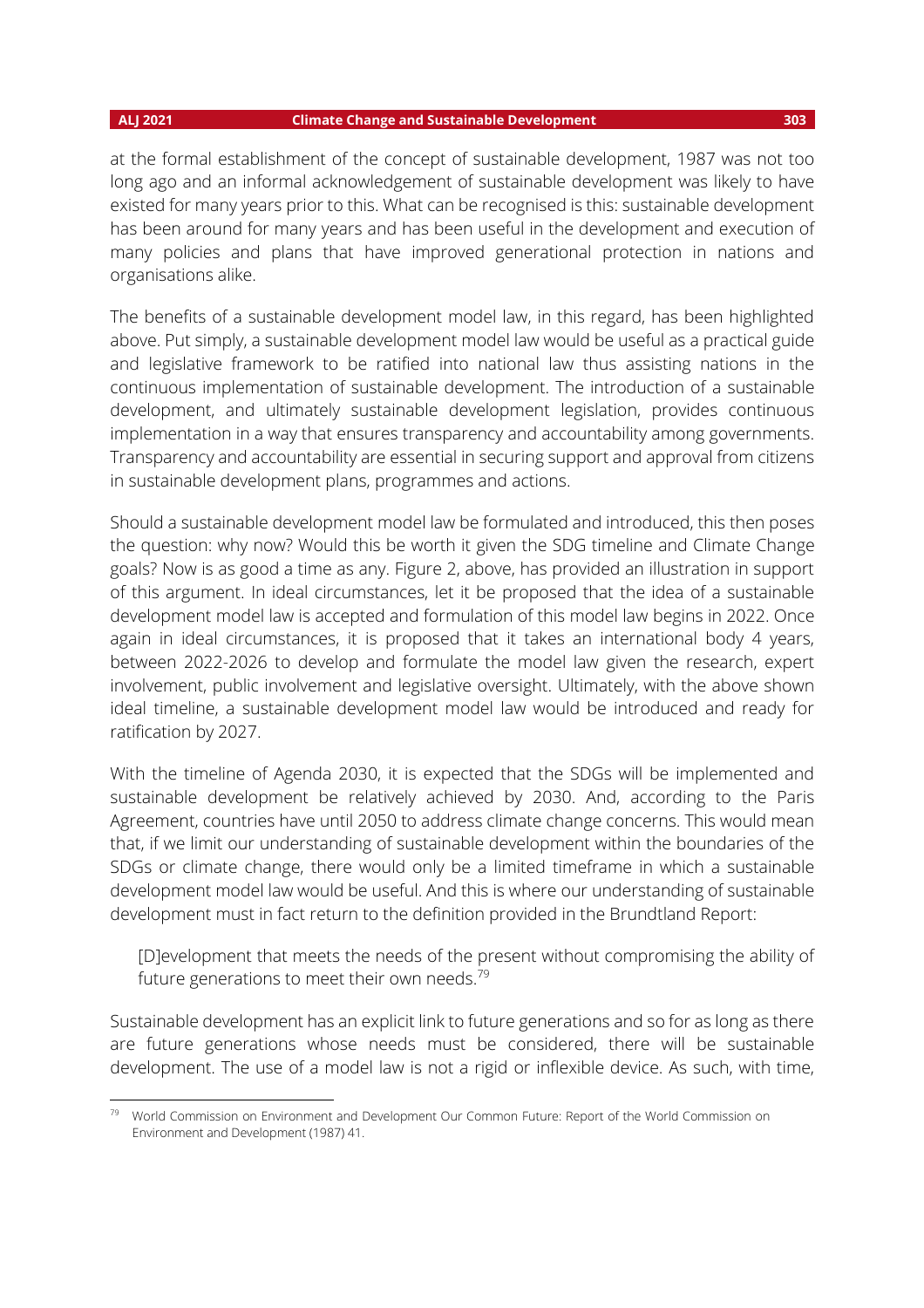at the formal establishment of the concept of sustainable development, 1987 was not too long ago and an informal acknowledgement of sustainable development was likely to have existed for many years prior to this. What can be recognised is this: sustainable development has been around for many years and has been useful in the development and execution of many policies and plans that have improved generational protection in nations and organisations alike.

The benefits of a sustainable development model law, in this regard, has been highlighted above. Put simply, a sustainable development model law would be useful as a practical guide and legislative framework to be ratified into national law thus assisting nations in the continuous implementation of sustainable development. The introduction of a sustainable development, and ultimately sustainable development legislation, provides continuous implementation in a way that ensures transparency and accountability among governments. Transparency and accountability are essential in securing support and approval from citizens in sustainable development plans, programmes and actions.

Should a sustainable development model law be formulated and introduced, this then poses the question: why now? Would this be worth it given the SDG timeline and Climate Change goals? Now is as good a time as any. Figure 2, above, has provided an illustration in support of this argument. In ideal circumstances, let it be proposed that the idea of a sustainable development model law is accepted and formulation of this model law begins in 2022. Once again in ideal circumstances, it is proposed that it takes an international body 4 years, between 2022-2026 to develop and formulate the model law given the research, expert involvement, public involvement and legislative oversight. Ultimately, with the above shown ideal timeline, a sustainable development model law would be introduced and ready for ratification by 2027.

With the timeline of Agenda 2030, it is expected that the SDGs will be implemented and sustainable development be relatively achieved by 2030. And, according to the Paris Agreement, countries have until 2050 to address climate change concerns. This would mean that, if we limit our understanding of sustainable development within the boundaries of the SDGs or climate change, there would only be a limited timeframe in which a sustainable development model law would be useful. And this is where our understanding of sustainable development must in fact return to the definition provided in the Brundtland Report:

> [D]evelopment that meets the needs of the present without compromising the ability of future generations to meet their own needs.[79]

Sustainable development has an explicit link to future generations and so for as long as there are future generations whose needs must be considered, there will be sustainable development. The use of a model law is not a rigid or inflexible device. As such, with time,

---

[79] World Commission on Environment and Development Our Common Future: Report of the World Commission on Environment and Development (1987) 41.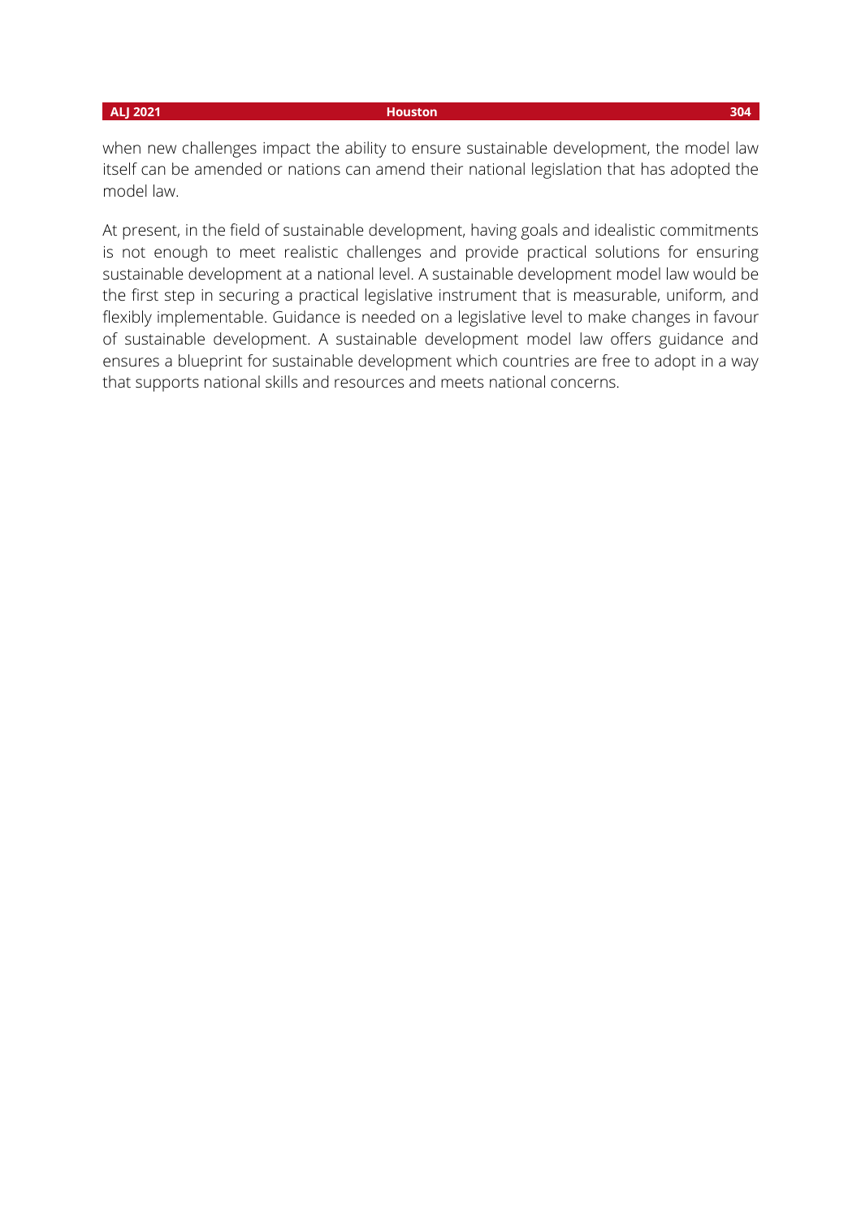when new challenges impact the ability to ensure sustainable development, the model law itself can be amended or nations can amend their national legislation that has adopted the model law.

At present, in the field of sustainable development, having goals and idealistic commitments is not enough to meet realistic challenges and provide practical solutions for ensuring sustainable development at a national level. A sustainable development model law would be the first step in securing a practical legislative instrument that is measurable, uniform, and flexibly implementable. Guidance is needed on a legislative level to make changes in favour of sustainable development. A sustainable development model law offers guidance and ensures a blueprint for sustainable development which countries are free to adopt in a way that supports national skills and resources and meets national concerns.